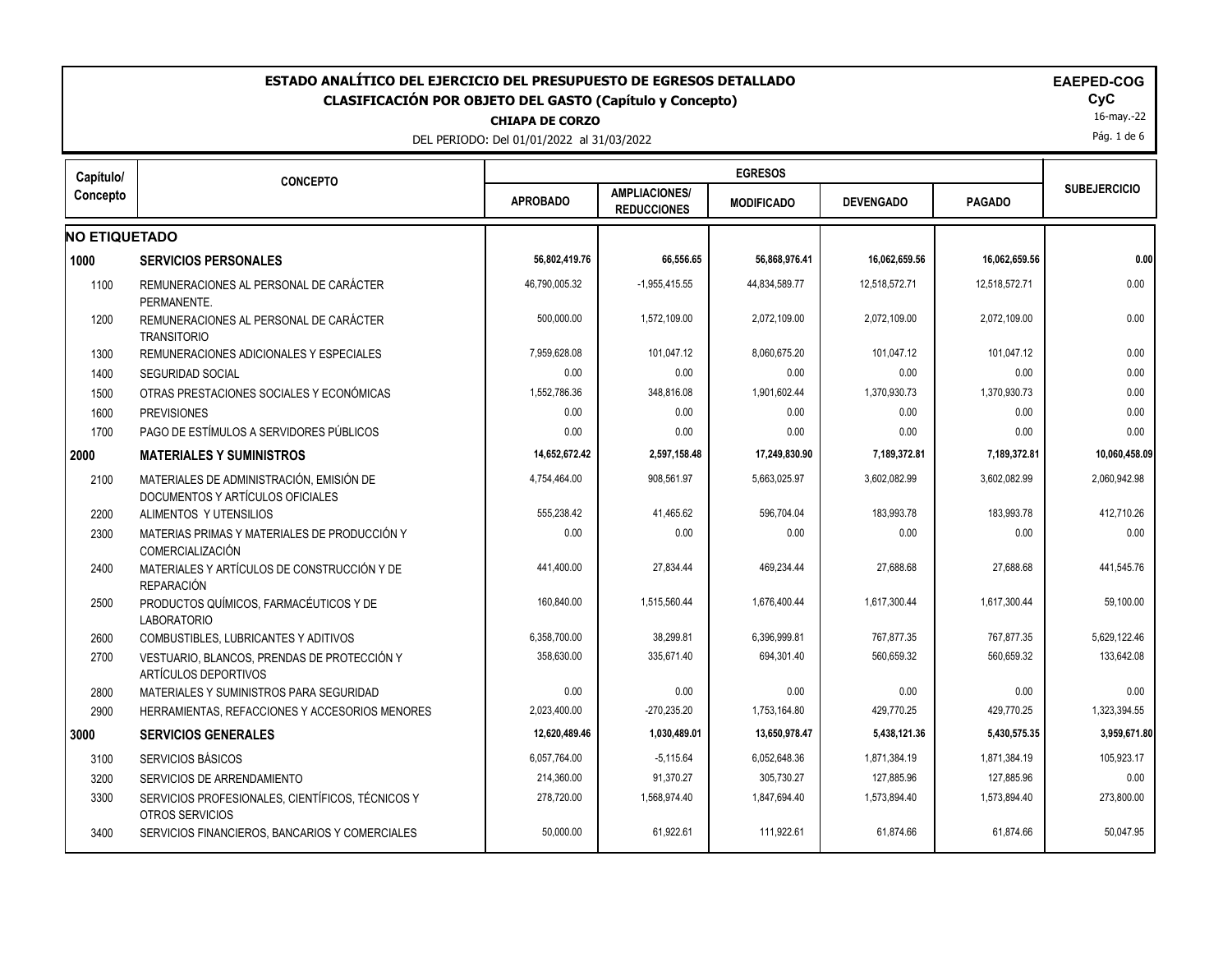# ESTADO ANALÍTICO DEL EJERCICIO DEL PRESUPUESTO DE EGRESOS DETALLADO

## CLASIFICACIÓN POR OBJETO DEL GASTO (Capítulo y Concepto)

**CHIAPA DE CORZO**

DEL PERIODO: Del 01/01/2022 al 31/03/2022

**EAEPED-COG**
**CyC**
16-may.-22

| Capítulo/ Concepto | CONCEPTO | EGRESOS | | | | | SUBEJERCICIO |
|---|---|---|---|---|---|---|---|
| | | APROBADO | AMPLIACIONES/ REDUCCIONES | MODIFICADO | DEVENGADO | PAGADO | |
| **NO ETIQUETADO** | | | | | | | |
| **1000** | **SERVICIOS PERSONALES** | **56,802,419.76** | **66,556.65** | **56,868,976.41** | **16,062,659.56** | **16,062,659.56** | **0.00** |
| 1100 | REMUNERACIONES AL PERSONAL DE CARÁCTER PERMANENTE. | 46,790,005.32 | -1,955,415.55 | 44,834,589.77 | 12,518,572.71 | 12,518,572.71 | 0.00 |
| 1200 | REMUNERACIONES AL PERSONAL DE CARÁCTER TRANSITORIO | 500,000.00 | 1,572,109.00 | 2,072,109.00 | 2,072,109.00 | 2,072,109.00 | 0.00 |
| 1300 | REMUNERACIONES ADICIONALES Y ESPECIALES | 7,959,628.08 | 101,047.12 | 8,060,675.20 | 101,047.12 | 101,047.12 | 0.00 |
| 1400 | SEGURIDAD SOCIAL | 0.00 | 0.00 | 0.00 | 0.00 | 0.00 | 0.00 |
| 1500 | OTRAS PRESTACIONES SOCIALES Y ECONÓMICAS | 1,552,786.36 | 348,816.08 | 1,901,602.44 | 1,370,930.73 | 1,370,930.73 | 0.00 |
| 1600 | PREVISIONES | 0.00 | 0.00 | 0.00 | 0.00 | 0.00 | 0.00 |
| 1700 | PAGO DE ESTÍMULOS A SERVIDORES PÚBLICOS | 0.00 | 0.00 | 0.00 | 0.00 | 0.00 | 0.00 |
| **2000** | **MATERIALES Y SUMINISTROS** | **14,652,672.42** | **2,597,158.48** | **17,249,830.90** | **7,189,372.81** | **7,189,372.81** | **10,060,458.09** |
| 2100 | MATERIALES DE ADMINISTRACIÓN, EMISIÓN DE DOCUMENTOS Y ARTÍCULOS OFICIALES | 4,754,464.00 | 908,561.97 | 5,663,025.97 | 3,602,082.99 | 3,602,082.99 | 2,060,942.98 |
| 2200 | ALIMENTOS Y UTENSILIOS | 555,238.42 | 41,465.62 | 596,704.04 | 183,993.78 | 183,993.78 | 412,710.26 |
| 2300 | MATERIAS PRIMAS Y MATERIALES DE PRODUCCIÓN Y COMERCIALIZACIÓN | 0.00 | 0.00 | 0.00 | 0.00 | 0.00 | 0.00 |
| 2400 | MATERIALES Y ARTÍCULOS DE CONSTRUCCIÓN Y DE REPARACIÓN | 441,400.00 | 27,834.44 | 469,234.44 | 27,688.68 | 27,688.68 | 441,545.76 |
| 2500 | PRODUCTOS QUÍMICOS, FARMACÉUTICOS Y DE LABORATORIO | 160,840.00 | 1,515,560.44 | 1,676,400.44 | 1,617,300.44 | 1,617,300.44 | 59,100.00 |
| 2600 | COMBUSTIBLES, LUBRICANTES Y ADITIVOS | 6,358,700.00 | 38,299.81 | 6,396,999.81 | 767,877.35 | 767,877.35 | 5,629,122.46 |
| 2700 | VESTUARIO, BLANCOS, PRENDAS DE PROTECCIÓN Y ARTÍCULOS DEPORTIVOS | 358,630.00 | 335,671.40 | 694,301.40 | 560,659.32 | 560,659.32 | 133,642.08 |
| 2800 | MATERIALES Y SUMINISTROS PARA SEGURIDAD | 0.00 | 0.00 | 0.00 | 0.00 | 0.00 | 0.00 |
| 2900 | HERRAMIENTAS, REFACCIONES Y ACCESORIOS MENORES | 2,023,400.00 | -270,235.20 | 1,753,164.80 | 429,770.25 | 429,770.25 | 1,323,394.55 |
| **3000** | **SERVICIOS GENERALES** | **12,620,489.46** | **1,030,489.01** | **13,650,978.47** | **5,438,121.36** | **5,430,575.35** | **3,959,671.80** |
| 3100 | SERVICIOS BÁSICOS | 6,057,764.00 | -5,115.64 | 6,052,648.36 | 1,871,384.19 | 1,871,384.19 | 105,923.17 |
| 3200 | SERVICIOS DE ARRENDAMIENTO | 214,360.00 | 91,370.27 | 305,730.27 | 127,885.96 | 127,885.96 | 0.00 |
| 3300 | SERVICIOS PROFESIONALES, CIENTÍFICOS, TÉCNICOS Y OTROS SERVICIOS | 278,720.00 | 1,568,974.40 | 1,847,694.40 | 1,573,894.40 | 1,573,894.40 | 273,800.00 |
| 3400 | SERVICIOS FINANCIEROS, BANCARIOS Y COMERCIALES | 50,000.00 | 61,922.61 | 111,922.61 | 61,874.66 | 61,874.66 | 50,047.95 |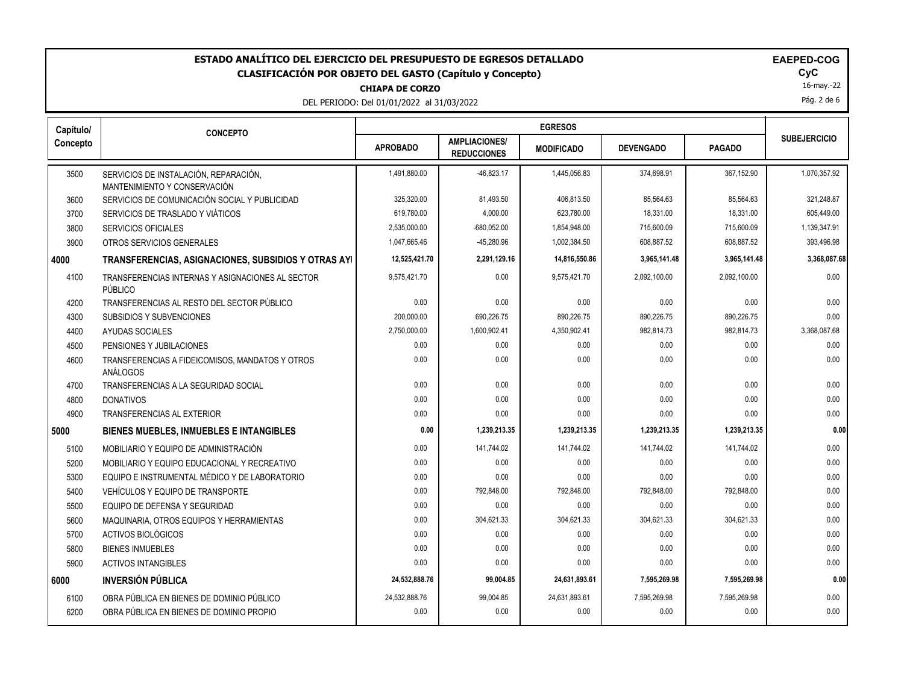# ESTADO ANALÍTICO DEL EJERCICIO DEL PRESUPUESTO DE EGRESOS DETALLADO

## CLASIFICACIÓN POR OBJETO DEL GASTO (Capítulo y Concepto)

**CHIAPA DE CORZO**

DEL PERIODO: Del 01/01/2022 al 31/03/2022

**EAPED-COG**
**CyC**
16-may.-22

| Capítulo/ Concepto | CONCEPTO | EGRESOS | | | | | SUBEJERCICIO |
|---|---|---|---|---|---|---|---|
| | | APROBADO | AMPLIACIONES/ REDUCCIONES | MODIFICADO | DEVENGADO | PAGADO | |
| 3500 | SERVICIOS DE INSTALACIÓN, REPARACIÓN, MANTENIMIENTO Y CONSERVACIÓN | 1,491,880.00 | -46,823.17 | 1,445,056.83 | 374,698.91 | 367,152.90 | 1,070,357.92 |
| 3600 | SERVICIOS DE COMUNICACIÓN SOCIAL Y PUBLICIDAD | 325,320.00 | 81,493.50 | 406,813.50 | 85,564.63 | 85,564.63 | 321,248.87 |
| 3700 | SERVICIOS DE TRASLADO Y VIÁTICOS | 619,780.00 | 4,000.00 | 623,780.00 | 18,331.00 | 18,331.00 | 605,449.00 |
| 3800 | SERVICIOS OFICIALES | 2,535,000.00 | -680,052.00 | 1,854,948.00 | 715,600.09 | 715,600.09 | 1,139,347.91 |
| 3900 | OTROS SERVICIOS GENERALES | 1,047,665.46 | -45,280.96 | 1,002,384.50 | 608,887.52 | 608,887.52 | 393,496.98 |
| **4000** | **TRANSFERENCIAS, ASIGNACIONES, SUBSIDIOS Y OTRAS AY** | **12,525,421.70** | **2,291,129.16** | **14,816,550.86** | **3,965,141.48** | **3,965,141.48** | **3,368,087.68** |
| 4100 | TRANSFERENCIAS INTERNAS Y ASIGNACIONES AL SECTOR PÚBLICO | 9,575,421.70 | 0.00 | 9,575,421.70 | 2,092,100.00 | 2,092,100.00 | 0.00 |
| 4200 | TRANSFERENCIAS AL RESTO DEL SECTOR PÚBLICO | 0.00 | 0.00 | 0.00 | 0.00 | 0.00 | 0.00 |
| 4300 | SUBSIDIOS Y SUBVENCIONES | 200,000.00 | 690,226.75 | 890,226.75 | 890,226.75 | 890,226.75 | 0.00 |
| 4400 | AYUDAS SOCIALES | 2,750,000.00 | 1,600,902.41 | 4,350,902.41 | 982,814.73 | 982,814.73 | 3,368,087.68 |
| 4500 | PENSIONES Y JUBILACIONES | 0.00 | 0.00 | 0.00 | 0.00 | 0.00 | 0.00 |
| 4600 | TRANSFERENCIAS A FIDEICOMISOS, MANDATOS Y OTROS ANÁLOGOS | 0.00 | 0.00 | 0.00 | 0.00 | 0.00 | 0.00 |
| 4700 | TRANSFERENCIAS A LA SEGURIDAD SOCIAL | 0.00 | 0.00 | 0.00 | 0.00 | 0.00 | 0.00 |
| 4800 | DONATIVOS | 0.00 | 0.00 | 0.00 | 0.00 | 0.00 | 0.00 |
| 4900 | TRANSFERENCIAS AL EXTERIOR | 0.00 | 0.00 | 0.00 | 0.00 | 0.00 | 0.00 |
| **5000** | **BIENES MUEBLES, INMUEBLES E INTANGIBLES** | **0.00** | **1,239,213.35** | **1,239,213.35** | **1,239,213.35** | **1,239,213.35** | **0.00** |
| 5100 | MOBILIARIO Y EQUIPO DE ADMINISTRACIÓN | 0.00 | 141,744.02 | 141,744.02 | 141,744.02 | 141,744.02 | 0.00 |
| 5200 | MOBILIARIO Y EQUIPO EDUCACIONAL Y RECREATIVO | 0.00 | 0.00 | 0.00 | 0.00 | 0.00 | 0.00 |
| 5300 | EQUIPO E INSTRUMENTAL MÉDICO Y DE LABORATORIO | 0.00 | 0.00 | 0.00 | 0.00 | 0.00 | 0.00 |
| 5400 | VEHÍCULOS Y EQUIPO DE TRANSPORTE | 0.00 | 792,848.00 | 792,848.00 | 792,848.00 | 792,848.00 | 0.00 |
| 5500 | EQUIPO DE DEFENSA Y SEGURIDAD | 0.00 | 0.00 | 0.00 | 0.00 | 0.00 | 0.00 |
| 5600 | MAQUINARIA, OTROS EQUIPOS Y HERRAMIENTAS | 0.00 | 304,621.33 | 304,621.33 | 304,621.33 | 304,621.33 | 0.00 |
| 5700 | ACTIVOS BIOLÓGICOS | 0.00 | 0.00 | 0.00 | 0.00 | 0.00 | 0.00 |
| 5800 | BIENES INMUEBLES | 0.00 | 0.00 | 0.00 | 0.00 | 0.00 | 0.00 |
| 5900 | ACTIVOS INTANGIBLES | 0.00 | 0.00 | 0.00 | 0.00 | 0.00 | 0.00 |
| **6000** | **INVERSIÓN PÚBLICA** | **24,532,888.76** | **99,004.85** | **24,631,893.61** | **7,595,269.98** | **7,595,269.98** | **0.00** |
| 6100 | OBRA PÚBLICA EN BIENES DE DOMINIO PÚBLICO | 24,532,888.76 | 99,004.85 | 24,631,893.61 | 7,595,269.98 | 7,595,269.98 | 0.00 |
| 6200 | OBRA PÚBLICA EN BIENES DE DOMINIO PROPIO | 0.00 | 0.00 | 0.00 | 0.00 | 0.00 | 0.00 |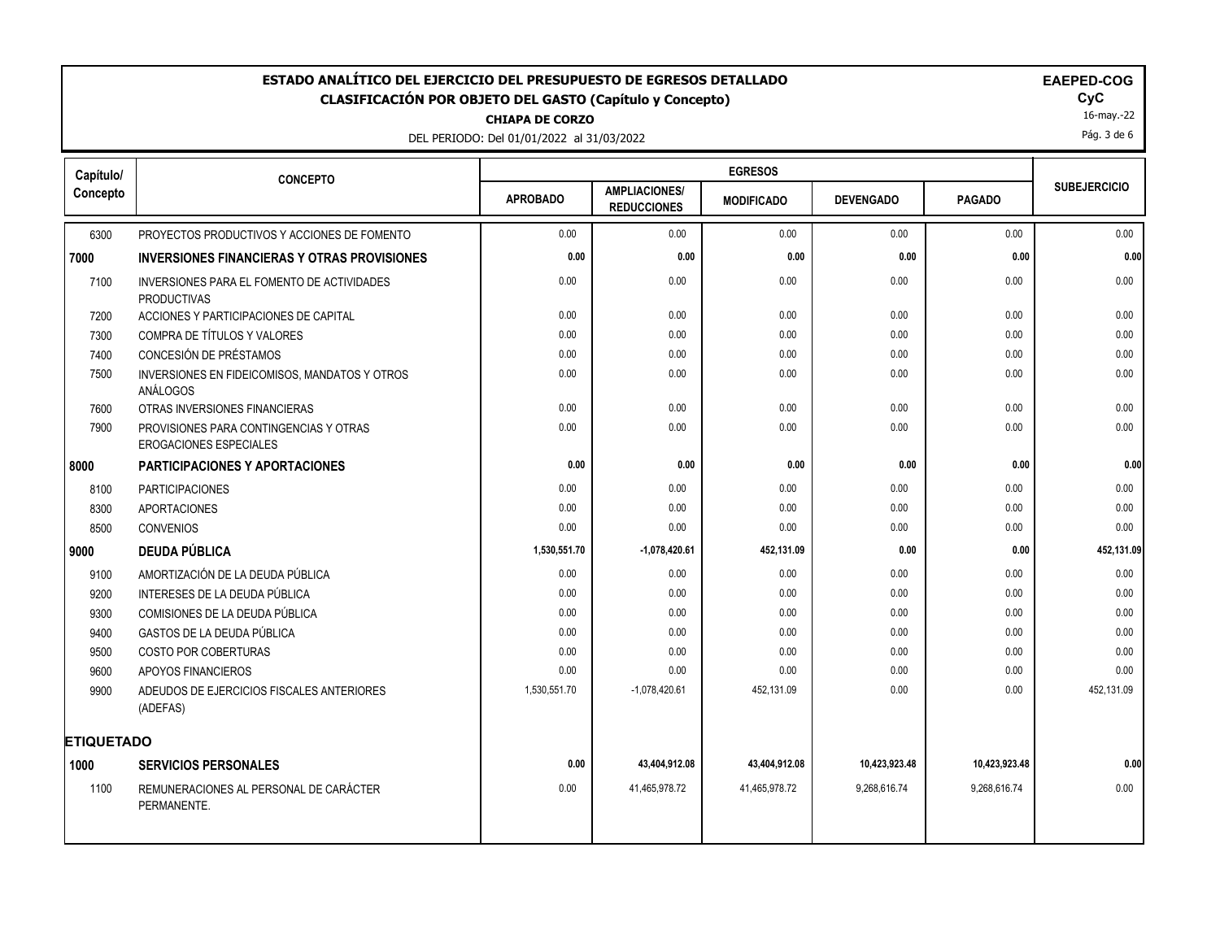# ESTADO ANALÍTICO DEL EJERCICIO DEL PRESUPUESTO DE EGRESOS DETALLADO

## CLASIFICACIÓN POR OBJETO DEL GASTO (Capítulo y Concepto)

**CHIAPA DE CORZO**

DEL PERIODO: Del 01/01/2022 al 31/03/2022

**EAEPED-COG**
**CyC**
16-may.-22

| Capítulo/ Concepto | CONCEPTO | EGRESOS | | | | | SUBEJERCICIO |
|---|---|---|---|---|---|---|---|
| | | APROBADO | AMPLIACIONES/ REDUCCIONES | MODIFICADO | DEVENGADO | PAGADO | |
| 6300 | PROYECTOS PRODUCTIVOS Y ACCIONES DE FOMENTO | 0.00 | 0.00 | 0.00 | 0.00 | 0.00 | 0.00 |
| **7000** | **INVERSIONES FINANCIERAS Y OTRAS PROVISIONES** | **0.00** | **0.00** | **0.00** | **0.00** | **0.00** | **0.00** |
| 7100 | INVERSIONES PARA EL FOMENTO DE ACTIVIDADES PRODUCTIVAS | 0.00 | 0.00 | 0.00 | 0.00 | 0.00 | 0.00 |
| 7200 | ACCIONES Y PARTICIPACIONES DE CAPITAL | 0.00 | 0.00 | 0.00 | 0.00 | 0.00 | 0.00 |
| 7300 | COMPRA DE TÍTULOS Y VALORES | 0.00 | 0.00 | 0.00 | 0.00 | 0.00 | 0.00 |
| 7400 | CONCESIÓN DE PRÉSTAMOS | 0.00 | 0.00 | 0.00 | 0.00 | 0.00 | 0.00 |
| 7500 | INVERSIONES EN FIDEICOMISOS, MANDATOS Y OTROS ANÁLOGOS | 0.00 | 0.00 | 0.00 | 0.00 | 0.00 | 0.00 |
| 7600 | OTRAS INVERSIONES FINANCIERAS | 0.00 | 0.00 | 0.00 | 0.00 | 0.00 | 0.00 |
| 7900 | PROVISIONES PARA CONTINGENCIAS Y OTRAS EROGACIONES ESPECIALES | 0.00 | 0.00 | 0.00 | 0.00 | 0.00 | 0.00 |
| **8000** | **PARTICIPACIONES Y APORTACIONES** | **0.00** | **0.00** | **0.00** | **0.00** | **0.00** | **0.00** |
| 8100 | PARTICIPACIONES | 0.00 | 0.00 | 0.00 | 0.00 | 0.00 | 0.00 |
| 8300 | APORTACIONES | 0.00 | 0.00 | 0.00 | 0.00 | 0.00 | 0.00 |
| 8500 | CONVENIOS | 0.00 | 0.00 | 0.00 | 0.00 | 0.00 | 0.00 |
| **9000** | **DEUDA PÚBLICA** | **1,530,551.70** | **-1,078,420.61** | **452,131.09** | **0.00** | **0.00** | **452,131.09** |
| 9100 | AMORTIZACIÓN DE LA DEUDA PÚBLICA | 0.00 | 0.00 | 0.00 | 0.00 | 0.00 | 0.00 |
| 9200 | INTERESES DE LA DEUDA PÚBLICA | 0.00 | 0.00 | 0.00 | 0.00 | 0.00 | 0.00 |
| 9300 | COMISIONES DE LA DEUDA PÚBLICA | 0.00 | 0.00 | 0.00 | 0.00 | 0.00 | 0.00 |
| 9400 | GASTOS DE LA DEUDA PÚBLICA | 0.00 | 0.00 | 0.00 | 0.00 | 0.00 | 0.00 |
| 9500 | COSTO POR COBERTURAS | 0.00 | 0.00 | 0.00 | 0.00 | 0.00 | 0.00 |
| 9600 | APOYOS FINANCIEROS | 0.00 | 0.00 | 0.00 | 0.00 | 0.00 | 0.00 |
| 9900 | ADEUDOS DE EJERCICIOS FISCALES ANTERIORES (ADEFAS) | 1,530,551.70 | -1,078,420.61 | 452,131.09 | 0.00 | 0.00 | 452,131.09 |
| **ETIQUETADO** | | | | | | | |
| **1000** | **SERVICIOS PERSONALES** | **0.00** | **43,404,912.08** | **43,404,912.08** | **10,423,923.48** | **10,423,923.48** | **0.00** |
| 1100 | REMUNERACIONES AL PERSONAL DE CARÁCTER PERMANENTE. | 0.00 | 41,465,978.72 | 41,465,978.72 | 9,268,616.74 | 9,268,616.74 | 0.00 |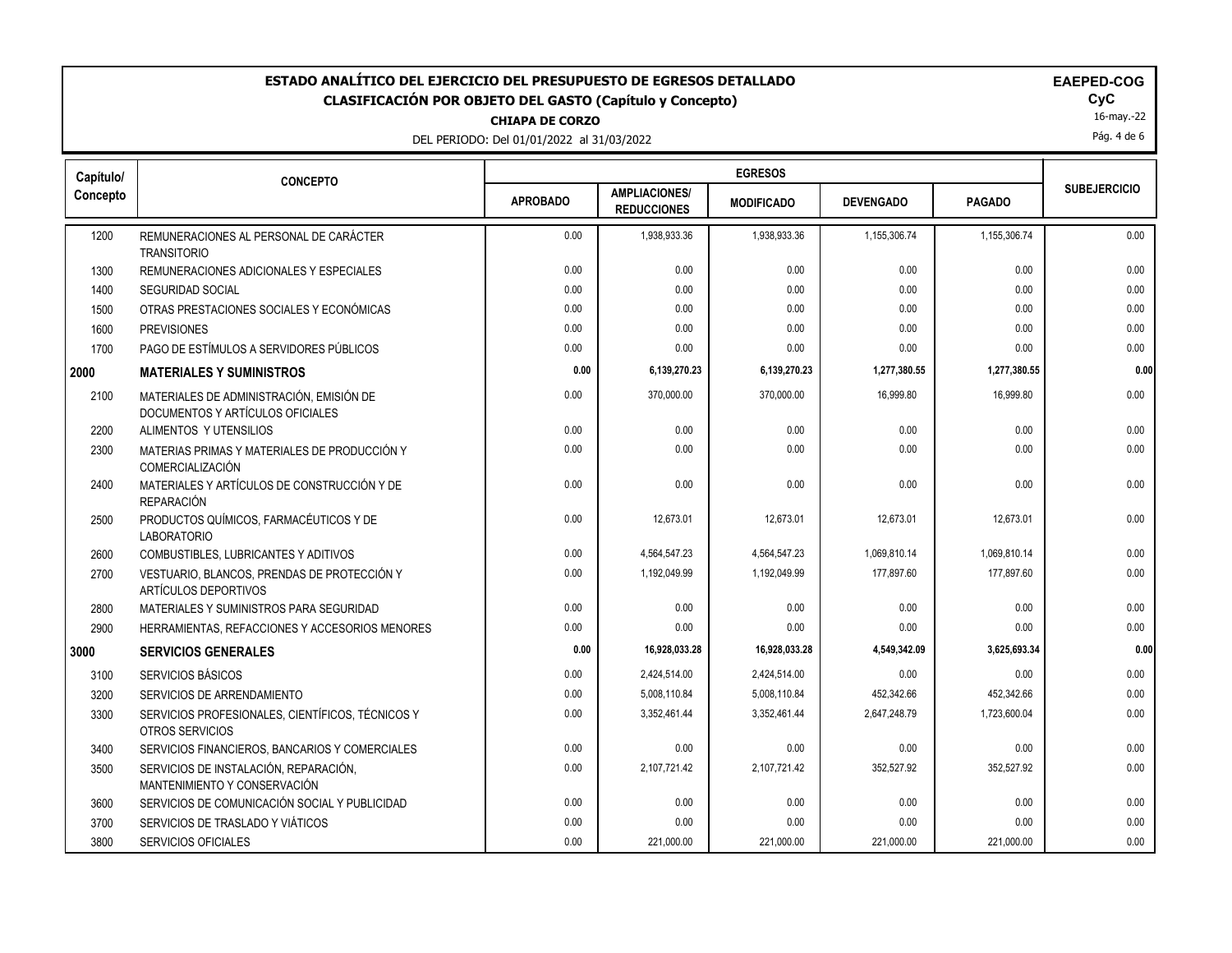# ESTADO ANALÍTICO DEL EJERCICIO DEL PRESUPUESTO DE EGRESOS DETALLADO

## CLASIFICACIÓN POR OBJETO DEL GASTO (Capítulo y Concepto)

**CHIAPA DE CORZO**

DEL PERIODO: Del 01/01/2022 al 31/03/2022

**EAPED-COG**
**CyC**
16-may.-22

| Capítulo/ Concepto | CONCEPTO | EGRESOS | | | | | SUBEJERCICIO |
|---|---|---|---|---|---|---|---|
| | | APROBADO | AMPLIACIONES/ REDUCCIONES | MODIFICADO | DEVENGADO | PAGADO | |
| 1200 | REMUNERACIONES AL PERSONAL DE CARÁCTER TRANSITORIO | 0.00 | 1,938,933.36 | 1,938,933.36 | 1,155,306.74 | 1,155,306.74 | 0.00 |
| 1300 | REMUNERACIONES ADICIONALES Y ESPECIALES | 0.00 | 0.00 | 0.00 | 0.00 | 0.00 | 0.00 |
| 1400 | SEGURIDAD SOCIAL | 0.00 | 0.00 | 0.00 | 0.00 | 0.00 | 0.00 |
| 1500 | OTRAS PRESTACIONES SOCIALES Y ECONÓMICAS | 0.00 | 0.00 | 0.00 | 0.00 | 0.00 | 0.00 |
| 1600 | PREVISIONES | 0.00 | 0.00 | 0.00 | 0.00 | 0.00 | 0.00 |
| 1700 | PAGO DE ESTÍMULOS A SERVIDORES PÚBLICOS | 0.00 | 0.00 | 0.00 | 0.00 | 0.00 | 0.00 |
| **2000** | **MATERIALES Y SUMINISTROS** | **0.00** | **6,139,270.23** | **6,139,270.23** | **1,277,380.55** | **1,277,380.55** | **0.00** |
| 2100 | MATERIALES DE ADMINISTRACIÓN, EMISIÓN DE DOCUMENTOS Y ARTÍCULOS OFICIALES | 0.00 | 370,000.00 | 370,000.00 | 16,999.80 | 16,999.80 | 0.00 |
| 2200 | ALIMENTOS Y UTENSILIOS | 0.00 | 0.00 | 0.00 | 0.00 | 0.00 | 0.00 |
| 2300 | MATERIAS PRIMAS Y MATERIALES DE PRODUCCIÓN Y COMERCIALIZACIÓN | 0.00 | 0.00 | 0.00 | 0.00 | 0.00 | 0.00 |
| 2400 | MATERIALES Y ARTÍCULOS DE CONSTRUCCIÓN Y DE REPARACIÓN | 0.00 | 0.00 | 0.00 | 0.00 | 0.00 | 0.00 |
| 2500 | PRODUCTOS QUÍMICOS, FARMACÉUTICOS Y DE LABORATORIO | 0.00 | 12,673.01 | 12,673.01 | 12,673.01 | 12,673.01 | 0.00 |
| 2600 | COMBUSTIBLES, LUBRICANTES Y ADITIVOS | 0.00 | 4,564,547.23 | 4,564,547.23 | 1,069,810.14 | 1,069,810.14 | 0.00 |
| 2700 | VESTUARIO, BLANCOS, PRENDAS DE PROTECCIÓN Y ARTÍCULOS DEPORTIVOS | 0.00 | 1,192,049.99 | 1,192,049.99 | 177,897.60 | 177,897.60 | 0.00 |
| 2800 | MATERIALES Y SUMINISTROS PARA SEGURIDAD | 0.00 | 0.00 | 0.00 | 0.00 | 0.00 | 0.00 |
| 2900 | HERRAMIENTAS, REFACCIONES Y ACCESORIOS MENORES | 0.00 | 0.00 | 0.00 | 0.00 | 0.00 | 0.00 |
| **3000** | **SERVICIOS GENERALES** | **0.00** | **16,928,033.28** | **16,928,033.28** | **4,549,342.09** | **3,625,693.34** | **0.00** |
| 3100 | SERVICIOS BÁSICOS | 0.00 | 2,424,514.00 | 2,424,514.00 | 0.00 | 0.00 | 0.00 |
| 3200 | SERVICIOS DE ARRENDAMIENTO | 0.00 | 5,008,110.84 | 5,008,110.84 | 452,342.66 | 452,342.66 | 0.00 |
| 3300 | SERVICIOS PROFESIONALES, CIENTÍFICOS, TÉCNICOS Y OTROS SERVICIOS | 0.00 | 3,352,461.44 | 3,352,461.44 | 2,647,248.79 | 1,723,600.04 | 0.00 |
| 3400 | SERVICIOS FINANCIEROS, BANCARIOS Y COMERCIALES | 0.00 | 0.00 | 0.00 | 0.00 | 0.00 | 0.00 |
| 3500 | SERVICIOS DE INSTALACIÓN, REPARACIÓN, MANTENIMIENTO Y CONSERVACIÓN | 0.00 | 2,107,721.42 | 2,107,721.42 | 352,527.92 | 352,527.92 | 0.00 |
| 3600 | SERVICIOS DE COMUNICACIÓN SOCIAL Y PUBLICIDAD | 0.00 | 0.00 | 0.00 | 0.00 | 0.00 | 0.00 |
| 3700 | SERVICIOS DE TRASLADO Y VIÁTICOS | 0.00 | 0.00 | 0.00 | 0.00 | 0.00 | 0.00 |
| 3800 | SERVICIOS OFICIALES | 0.00 | 221,000.00 | 221,000.00 | 221,000.00 | 221,000.00 | 0.00 |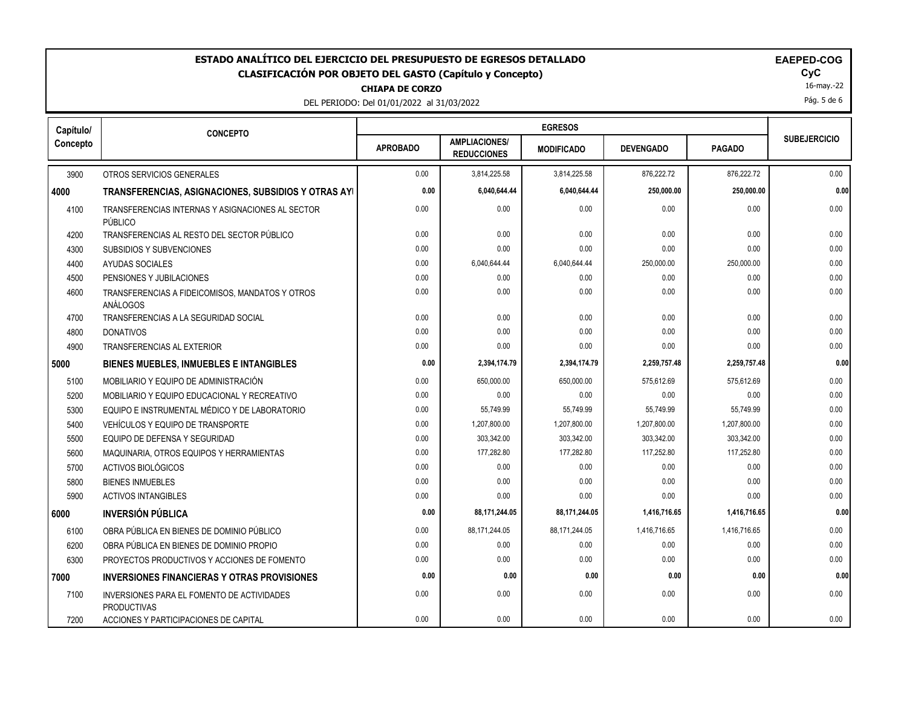# ESTADO ANALÍTICO DEL EJERCICIO DEL PRESUPUESTO DE EGRESOS DETALLADO

## CLASIFICACIÓN POR OBJETO DEL GASTO (Capítulo y Concepto)

**CHIAPA DE CORZO**

DEL PERIODO: Del 01/01/2022 al 31/03/2022

**EAEPED-COG**
**CyC**
16-may.-22

| Capítulo/ Concepto | CONCEPTO | EGRESOS | | | | | SUBEJERCICIO |
|---|---|---|---|---|---|---|---|
| | | APROBADO | AMPLIACIONES/ REDUCCIONES | MODIFICADO | DEVENGADO | PAGADO | |
| 3900 | OTROS SERVICIOS GENERALES | 0.00 | 3,814,225.58 | 3,814,225.58 | 876,222.72 | 876,222.72 | 0.00 |
| **4000** | **TRANSFERENCIAS, ASIGNACIONES, SUBSIDIOS Y OTRAS AYI** | **0.00** | **6,040,644.44** | **6,040,644.44** | **250,000.00** | **250,000.00** | **0.00** |
| 4100 | TRANSFERENCIAS INTERNAS Y ASIGNACIONES AL SECTOR PÚBLICO | 0.00 | 0.00 | 0.00 | 0.00 | 0.00 | 0.00 |
| 4200 | TRANSFERENCIAS AL RESTO DEL SECTOR PÚBLICO | 0.00 | 0.00 | 0.00 | 0.00 | 0.00 | 0.00 |
| 4300 | SUBSIDIOS Y SUBVENCIONES | 0.00 | 0.00 | 0.00 | 0.00 | 0.00 | 0.00 |
| 4400 | AYUDAS SOCIALES | 0.00 | 6,040,644.44 | 6,040,644.44 | 250,000.00 | 250,000.00 | 0.00 |
| 4500 | PENSIONES Y JUBILACIONES | 0.00 | 0.00 | 0.00 | 0.00 | 0.00 | 0.00 |
| 4600 | TRANSFERENCIAS A FIDEICOMISOS, MANDATOS Y OTROS ANÁLOGOS | 0.00 | 0.00 | 0.00 | 0.00 | 0.00 | 0.00 |
| 4700 | TRANSFERENCIAS A LA SEGURIDAD SOCIAL | 0.00 | 0.00 | 0.00 | 0.00 | 0.00 | 0.00 |
| 4800 | DONATIVOS | 0.00 | 0.00 | 0.00 | 0.00 | 0.00 | 0.00 |
| 4900 | TRANSFERENCIAS AL EXTERIOR | 0.00 | 0.00 | 0.00 | 0.00 | 0.00 | 0.00 |
| **5000** | **BIENES MUEBLES, INMUEBLES E INTANGIBLES** | **0.00** | **2,394,174.79** | **2,394,174.79** | **2,259,757.48** | **2,259,757.48** | **0.00** |
| 5100 | MOBILIARIO Y EQUIPO DE ADMINISTRACIÓN | 0.00 | 650,000.00 | 650,000.00 | 575,612.69 | 575,612.69 | 0.00 |
| 5200 | MOBILIARIO Y EQUIPO EDUCACIONAL Y RECREATIVO | 0.00 | 0.00 | 0.00 | 0.00 | 0.00 | 0.00 |
| 5300 | EQUIPO E INSTRUMENTAL MÉDICO Y DE LABORATORIO | 0.00 | 55,749.99 | 55,749.99 | 55,749.99 | 55,749.99 | 0.00 |
| 5400 | VEHÍCULOS Y EQUIPO DE TRANSPORTE | 0.00 | 1,207,800.00 | 1,207,800.00 | 1,207,800.00 | 1,207,800.00 | 0.00 |
| 5500 | EQUIPO DE DEFENSA Y SEGURIDAD | 0.00 | 303,342.00 | 303,342.00 | 303,342.00 | 303,342.00 | 0.00 |
| 5600 | MAQUINARIA, OTROS EQUIPOS Y HERRAMIENTAS | 0.00 | 177,282.80 | 177,282.80 | 117,252.80 | 117,252.80 | 0.00 |
| 5700 | ACTIVOS BIOLÓGICOS | 0.00 | 0.00 | 0.00 | 0.00 | 0.00 | 0.00 |
| 5800 | BIENES INMUEBLES | 0.00 | 0.00 | 0.00 | 0.00 | 0.00 | 0.00 |
| 5900 | ACTIVOS INTANGIBLES | 0.00 | 0.00 | 0.00 | 0.00 | 0.00 | 0.00 |
| **6000** | **INVERSIÓN PÚBLICA** | **0.00** | **88,171,244.05** | **88,171,244.05** | **1,416,716.65** | **1,416,716.65** | **0.00** |
| 6100 | OBRA PÚBLICA EN BIENES DE DOMINIO PÚBLICO | 0.00 | 88,171,244.05 | 88,171,244.05 | 1,416,716.65 | 1,416,716.65 | 0.00 |
| 6200 | OBRA PÚBLICA EN BIENES DE DOMINIO PROPIO | 0.00 | 0.00 | 0.00 | 0.00 | 0.00 | 0.00 |
| 6300 | PROYECTOS PRODUCTIVOS Y ACCIONES DE FOMENTO | 0.00 | 0.00 | 0.00 | 0.00 | 0.00 | 0.00 |
| **7000** | **INVERSIONES FINANCIERAS Y OTRAS PROVISIONES** | **0.00** | **0.00** | **0.00** | **0.00** | **0.00** | **0.00** |
| 7100 | INVERSIONES PARA EL FOMENTO DE ACTIVIDADES PRODUCTIVAS | 0.00 | 0.00 | 0.00 | 0.00 | 0.00 | 0.00 |
| 7200 | ACCIONES Y PARTICIPACIONES DE CAPITAL | 0.00 | 0.00 | 0.00 | 0.00 | 0.00 | 0.00 |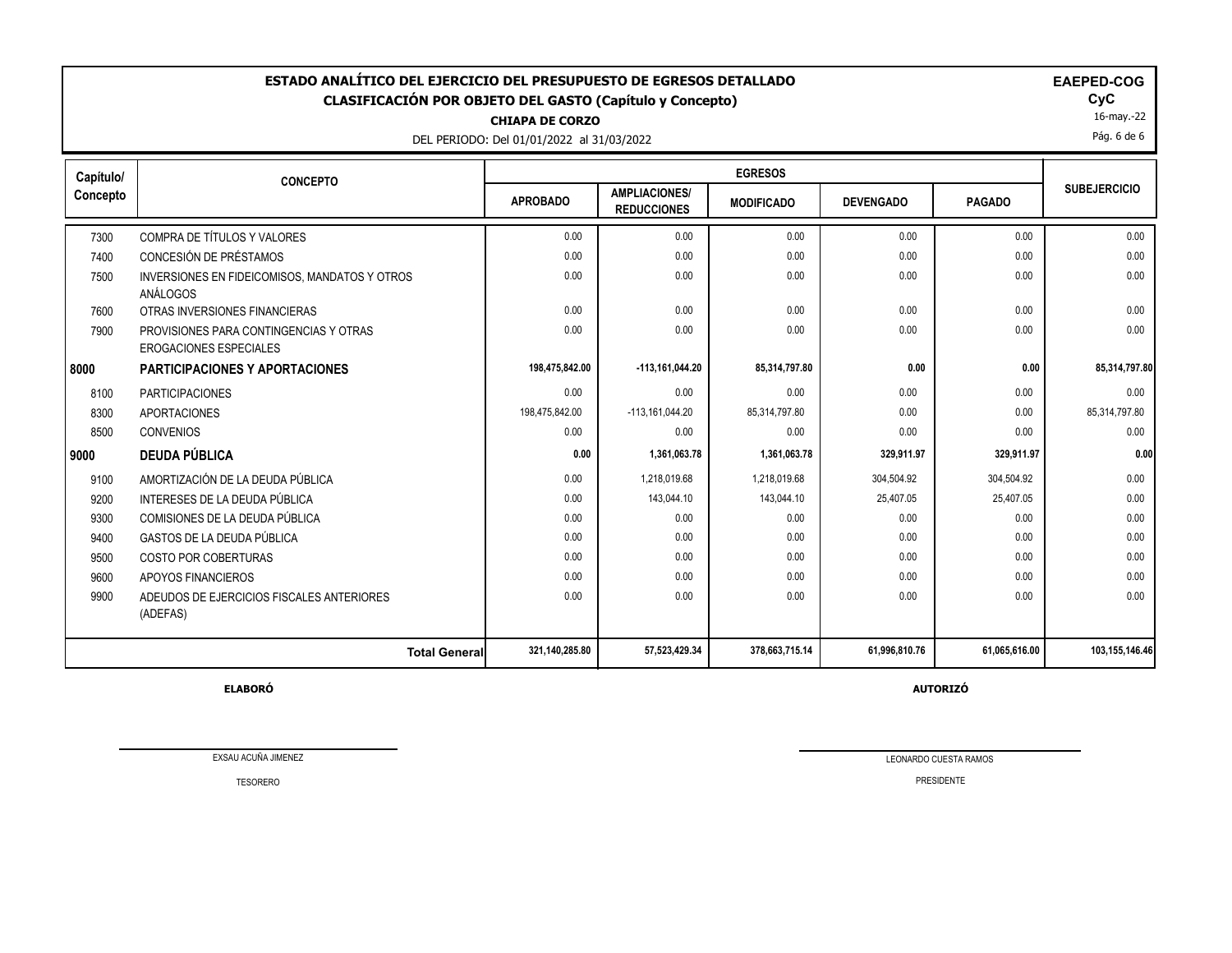# ESTADO ANALÍTICO DEL EJERCICIO DEL PRESUPUESTO DE EGRESOS DETALLADO

## CLASIFICACIÓN POR OBJETO DEL GASTO (Capítulo y Concepto)

**CHIAPA DE CORZO**

DEL PERIODO: Del 01/01/2022 al 31/03/2022

**EAPED-COG**
**CyC**
16-may.-22

| Capítulo/ Concepto | CONCEPTO | EGRESOS | | | | | SUBEJERCICIO |
|---|---|---|---|---|---|---|---|
| | | APROBADO | AMPLIACIONES/ REDUCCIONES | MODIFICADO | DEVENGADO | PAGADO | |
| 7300 | COMPRA DE TÍTULOS Y VALORES | 0.00 | 0.00 | 0.00 | 0.00 | 0.00 | 0.00 |
| 7400 | CONCESIÓN DE PRÉSTAMOS | 0.00 | 0.00 | 0.00 | 0.00 | 0.00 | 0.00 |
| 7500 | INVERSIONES EN FIDEICOMISOS, MANDATOS Y OTROS ANÁLOGOS | 0.00 | 0.00 | 0.00 | 0.00 | 0.00 | 0.00 |
| 7600 | OTRAS INVERSIONES FINANCIERAS | 0.00 | 0.00 | 0.00 | 0.00 | 0.00 | 0.00 |
| 7900 | PROVISIONES PARA CONTINGENCIAS Y OTRAS EROGACIONES ESPECIALES | 0.00 | 0.00 | 0.00 | 0.00 | 0.00 | 0.00 |
| **8000** | **PARTICIPACIONES Y APORTACIONES** | **198,475,842.00** | **-113,161,044.20** | **85,314,797.80** | **0.00** | **0.00** | **85,314,797.80** |
| 8100 | PARTICIPACIONES | 0.00 | 0.00 | 0.00 | 0.00 | 0.00 | 0.00 |
| 8300 | APORTACIONES | 198,475,842.00 | -113,161,044.20 | 85,314,797.80 | 0.00 | 0.00 | 85,314,797.80 |
| 8500 | CONVENIOS | 0.00 | 0.00 | 0.00 | 0.00 | 0.00 | 0.00 |
| **9000** | **DEUDA PÚBLICA** | **0.00** | **1,361,063.78** | **1,361,063.78** | **329,911.97** | **329,911.97** | **0.00** |
| 9100 | AMORTIZACIÓN DE LA DEUDA PÚBLICA | 0.00 | 1,218,019.68 | 1,218,019.68 | 304,504.92 | 304,504.92 | 0.00 |
| 9200 | INTERESES DE LA DEUDA PÚBLICA | 0.00 | 143,044.10 | 143,044.10 | 25,407.05 | 25,407.05 | 0.00 |
| 9300 | COMISIONES DE LA DEUDA PÚBLICA | 0.00 | 0.00 | 0.00 | 0.00 | 0.00 | 0.00 |
| 9400 | GASTOS DE LA DEUDA PÚBLICA | 0.00 | 0.00 | 0.00 | 0.00 | 0.00 | 0.00 |
| 9500 | COSTO POR COBERTURAS | 0.00 | 0.00 | 0.00 | 0.00 | 0.00 | 0.00 |
| 9600 | APOYOS FINANCIEROS | 0.00 | 0.00 | 0.00 | 0.00 | 0.00 | 0.00 |
| 9900 | ADEUDOS DE EJERCICIOS FISCALES ANTERIORES (ADEFAS) | 0.00 | 0.00 | 0.00 | 0.00 | 0.00 | 0.00 |
| | **Total General** | **321,140,285.80** | **57,523,429.34** | **378,663,715.14** | **61,996,810.76** | **61,065,616.00** | **103,155,146.46** |

**ELABORÓ**

EXSAU ACUÑA JIMENEZ

TESORERO

**AUTORIZÓ**

LEONARDO CUESTA RAMOS

PRESIDENTE